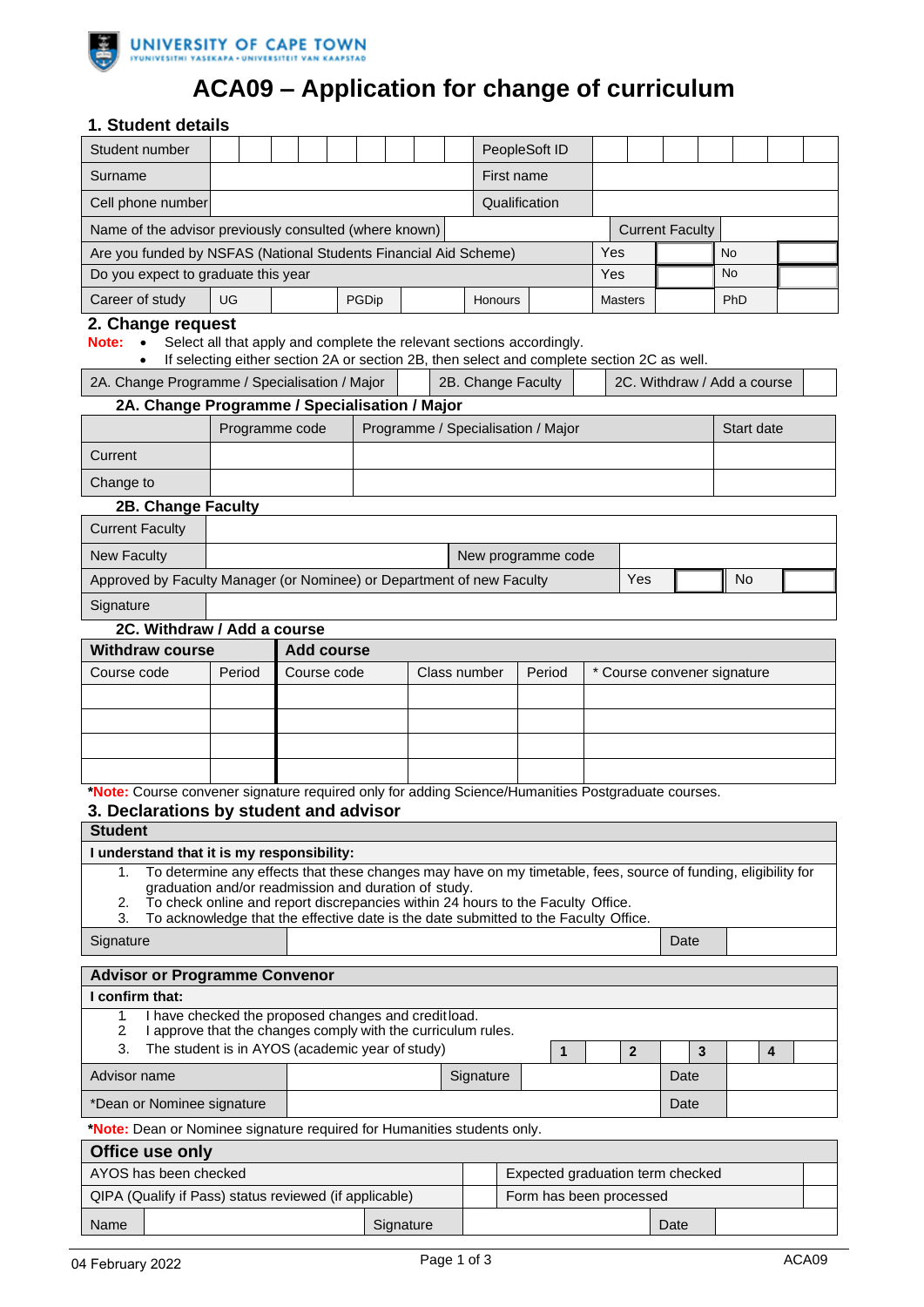UNIVERSITY OF CAPE TOWN
IYUNIVESITHI YASEKAPA • UNIVERSITEIT VAN KAAPSTAD

# ACA09 – Application for change of curriculum

## 1. Student details

| Student number | | PeopleSoft ID | |
|---|---|---|---|
| Surname | | First name | |
| Cell phone number | | Qualification | |
| Name of the advisor previously consulted (where known) | | Current Faculty | |

| | | | | |
|---|---|---|---|---|
| Are you funded by NSFAS (National Students Financial Aid Scheme) | Yes | | No | |
| Do you expect to graduate this year | Yes | | No | |

| Career of study | UG | | PGDip | | Honours | | Masters | | PhD | |
|---|---|---|---|---|---|---|---|---|---|---|

## 2. Change request

**Note:**
- Select all that apply and complete the relevant sections accordingly.
- If selecting either section 2A or section 2B, then select and complete section 2C as well.

| 2A. Change Programme / Specialisation / Major | | 2B. Change Faculty | | 2C. Withdraw / Add a course | |
|---|---|---|---|---|---|

### 2A. Change Programme / Specialisation / Major

| | Programme code | Programme / Specialisation / Major | Start date |
|---|---|---|---|
| Current | | | |
| Change to | | | |

### 2B. Change Faculty

| | | | | | |
|---|---|---|---|---|---|
| Current Faculty | | | | | |
| New Faculty | | New programme code | | | |
| Approved by Faculty Manager (or Nominee) or Department of new Faculty | | Yes | | No | |
| Signature | | | | | |

### 2C. Withdraw / Add a course

| **Withdraw course** | | **Add course** | | | |
|---|---|---|---|---|---|
| Course code | Period | Course code | Class number | Period | * Course convener signature |
| | | | | | |
| | | | | | |
| | | | | | |
| | | | | | |

***Note:** Course convener signature required only for adding Science/Humanities Postgraduate courses.

## 3. Declarations by student and advisor

**Student**

**I understand that it is my responsibility:**

1. To determine any effects that these changes may have on my timetable, fees, source of funding, eligibility for graduation and/or readmission and duration of study.
2. To check online and report discrepancies within 24 hours to the Faculty Office.
3. To acknowledge that the effective date is the date submitted to the Faculty Office.

| Signature | | Date | |
|---|---|---|---|

**Advisor or Programme Convenor**

**I confirm that:**

1. I have checked the proposed changes and credit load.
2. I approve that the changes comply with the curriculum rules.
3. The student is in AYOS (academic year of study)

| **1** | | **2** | | **3** | | **4** | |
|---|---|---|---|---|---|---|---|

| Advisor name | | Signature | | Date | |
|---|---|---|---|---|---|
| *Dean or Nominee signature | | | | Date | |

***Note:** Dean or Nominee signature required for Humanities students only.

**Office use only**

| | | | |
|---|---|---|---|
| AYOS has been checked | | Expected graduation term checked | |
| QIPA (Qualify if Pass) status reviewed (if applicable) | | Form has been processed | |

| Name | | Signature | | Date | |
|---|---|---|---|---|---|

04 February 2022 ACA09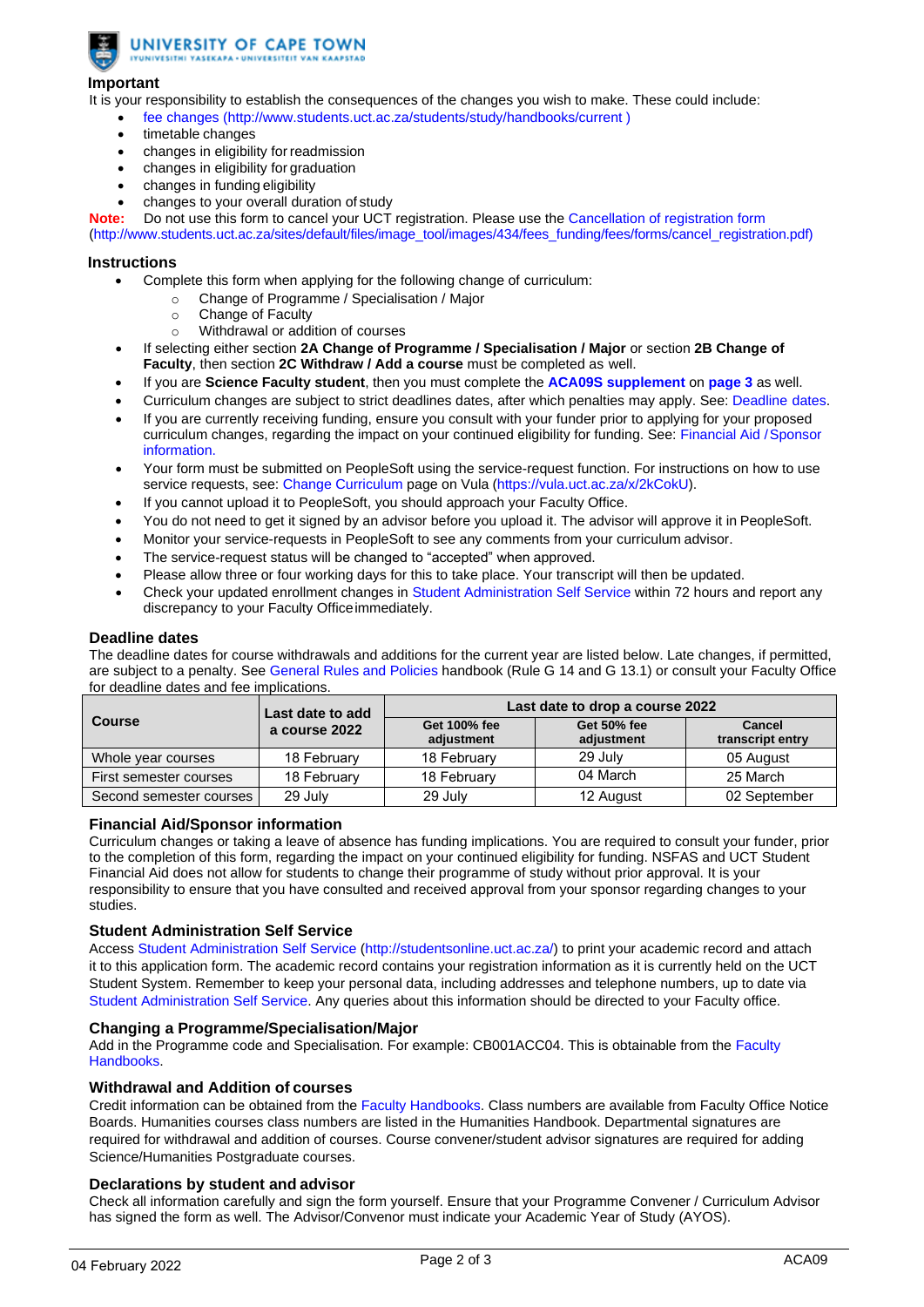**UNIVERSITY OF CAPE TOWN**
IYUNIVESITHI YASEKAPA • UNIVERSITEIT VAN KAAPSTAD

## Important

It is your responsibility to establish the consequences of the changes you wish to make. These could include:

- fee changes (http://www.students.uct.ac.za/students/study/handbooks/current )
- timetable changes
- changes in eligibility for readmission
- changes in eligibility for graduation
- changes in funding eligibility
- changes to your overall duration of study

**Note:** Do not use this form to cancel your UCT registration. Please use the Cancellation of registration form (http://www.students.uct.ac.za/sites/default/files/image_tool/images/434/fees_funding/fees/forms/cancel_registration.pdf)

## Instructions

- Complete this form when applying for the following change of curriculum:
  - Change of Programme / Specialisation / Major
  - Change of Faculty
  - Withdrawal or addition of courses
- If selecting either section **2A Change of Programme / Specialisation / Major** or section **2B Change of Faculty**, then section **2C Withdraw / Add a course** must be completed as well.
- If you are **Science Faculty student**, then you must complete the **ACA09S supplement** on **page 3** as well.
- Curriculum changes are subject to strict deadlines dates, after which penalties may apply. See: Deadline dates.
- If you are currently receiving funding, ensure you consult with your funder prior to applying for your proposed curriculum changes, regarding the impact on your continued eligibility for funding. See: Financial Aid /Sponsor information.
- Your form must be submitted on PeopleSoft using the service-request function. For instructions on how to use service requests, see: Change Curriculum page on Vula (https://vula.uct.ac.za/x/2kCokU).
- If you cannot upload it to PeopleSoft, you should approach your Faculty Office.
- You do not need to get it signed by an advisor before you upload it. The advisor will approve it in PeopleSoft.
- Monitor your service-requests in PeopleSoft to see any comments from your curriculum advisor.
- The service-request status will be changed to "accepted" when approved.
- Please allow three or four working days for this to take place. Your transcript will then be updated.
- Check your updated enrollment changes in Student Administration Self Service within 72 hours and report any discrepancy to your Faculty Office immediately.

## Deadline dates

The deadline dates for course withdrawals and additions for the current year are listed below. Late changes, if permitted, are subject to a penalty. See General Rules and Policies handbook (Rule G 14 and G 13.1) or consult your Faculty Office for deadline dates and fee implications.

| Course | Last date to add a course 2022 | Last date to drop a course 2022 | | |
|---|---|---|---|---|
| | | Get 100% fee adjustment | Get 50% fee adjustment | Cancel transcript entry |
| Whole year courses | 18 February | 18 February | 29 July | 05 August |
| First semester courses | 18 February | 18 February | 04 March | 25 March |
| Second semester courses | 29 July | 29 July | 12 August | 02 September |

## Financial Aid/Sponsor information

Curriculum changes or taking a leave of absence has funding implications. You are required to consult your funder, prior to the completion of this form, regarding the impact on your continued eligibility for funding. NSFAS and UCT Student Financial Aid does not allow for students to change their programme of study without prior approval. It is your responsibility to ensure that you have consulted and received approval from your sponsor regarding changes to your studies.

## Student Administration Self Service

Access Student Administration Self Service (http://studentsonline.uct.ac.za/) to print your academic record and attach it to this application form. The academic record contains your registration information as it is currently held on the UCT Student System. Remember to keep your personal data, including addresses and telephone numbers, up to date via Student Administration Self Service. Any queries about this information should be directed to your Faculty office.

## Changing a Programme/Specialisation/Major

Add in the Programme code and Specialisation. For example: CB001ACC04. This is obtainable from the Faculty Handbooks.

## Withdrawal and Addition of courses

Credit information can be obtained from the Faculty Handbooks. Class numbers are available from Faculty Office Notice Boards. Humanities courses class numbers are listed in the Humanities Handbook. Departmental signatures are required for withdrawal and addition of courses. Course convener/student advisor signatures are required for adding Science/Humanities Postgraduate courses.

## Declarations by student and advisor

Check all information carefully and sign the form yourself. Ensure that your Programme Convener / Curriculum Advisor has signed the form as well. The Advisor/Convenor must indicate your Academic Year of Study (AYOS).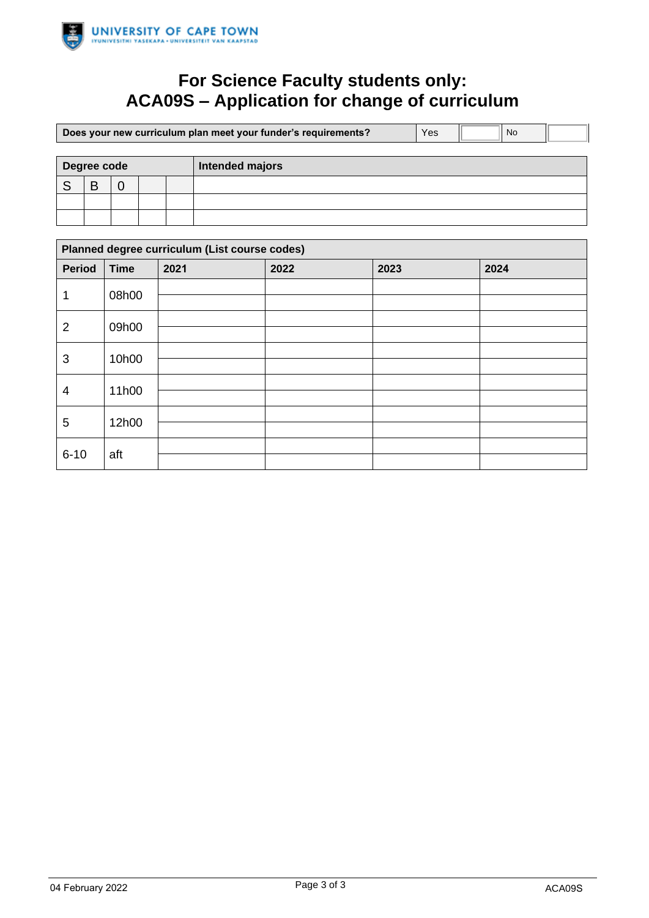UNIVERSITY OF CAPE TOWN
IYUNIVESITHI YASEKAPA • UNIVERSITEIT VAN KAAPSTAD

# For Science Faculty students only:
# ACA09S – Application for change of curriculum

| Does your new curriculum plan meet your funder's requirements? | Yes | | No | |
|---|---|---|---|---|

| Degree code | | | | | Intended majors |
|---|---|---|---|---|---|
| S | B | 0 | | | |
| | | | | | |
| | | | | | |

| Planned degree curriculum (List course codes) | | | | | |
|---|---|---|---|---|---|
| **Period** | **Time** | **2021** | **2022** | **2023** | **2024** |
| 1 | 08h00 | | | | |
| | | | | | |
| 2 | 09h00 | | | | |
| | | | | | |
| 3 | 10h00 | | | | |
| | | | | | |
| 4 | 11h00 | | | | |
| | | | | | |
| 5 | 12h00 | | | | |
| | | | | | |
| 6-10 | aft | | | | |
| | | | | | |

04 February 2022 ACA09S